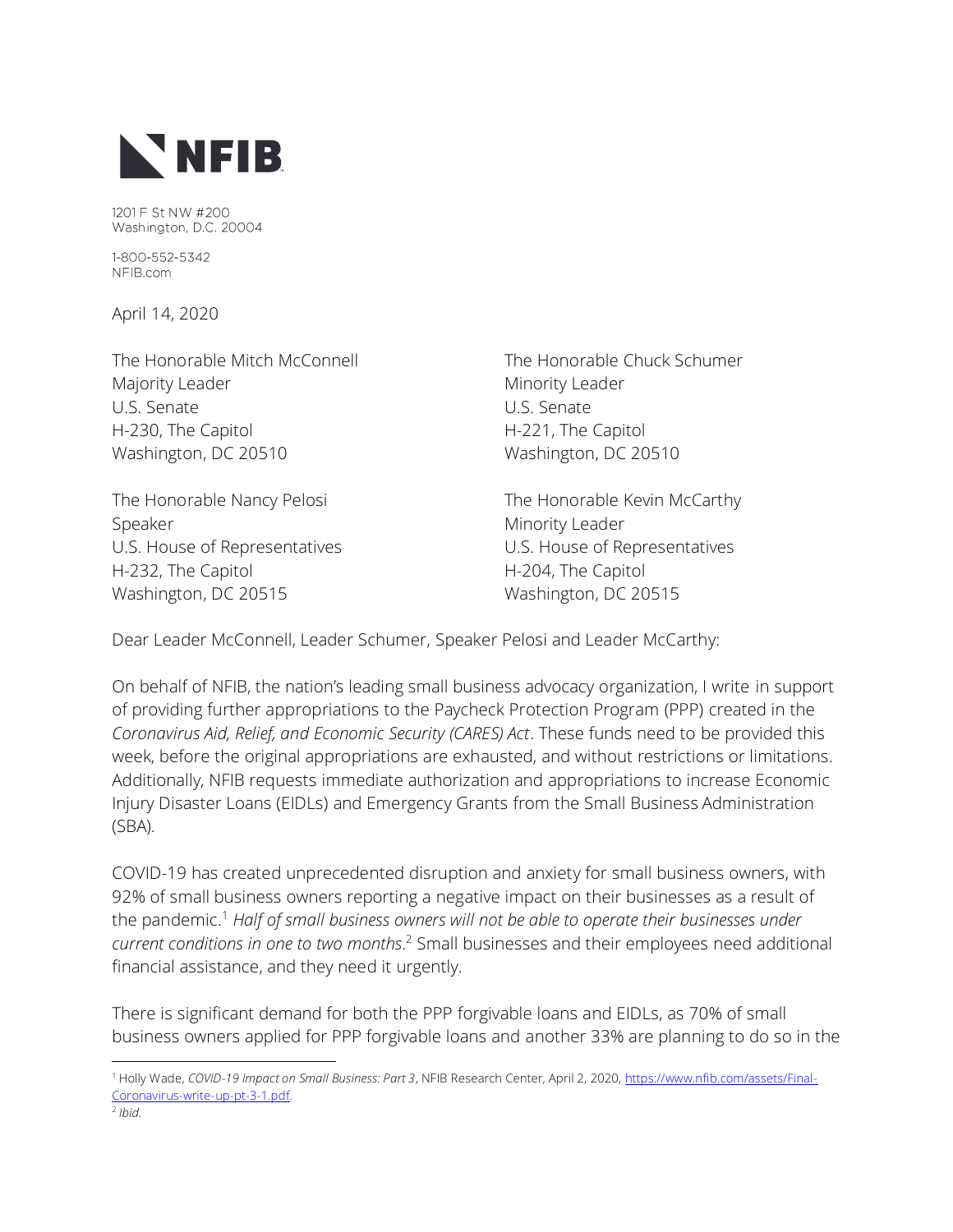# NFIB

1201 F St NW #200
Washington, D.C. 20004

1-800-552-5342
NFIB.com

April 14, 2020

The Honorable Mitch McConnell
Majority Leader
U.S. Senate
H-230, The Capitol
Washington, DC 20510

The Honorable Chuck Schumer
Minority Leader
U.S. Senate
H-221, The Capitol
Washington, DC 20510

The Honorable Nancy Pelosi
Speaker
U.S. House of Representatives
H-232, The Capitol
Washington, DC 20515

The Honorable Kevin McCarthy
Minority Leader
U.S. House of Representatives
H-204, The Capitol
Washington, DC 20515

Dear Leader McConnell, Leader Schumer, Speaker Pelosi and Leader McCarthy:

On behalf of NFIB, the nation's leading small business advocacy organization, I write in support of providing further appropriations to the Paycheck Protection Program (PPP) created in the *Coronavirus Aid, Relief, and Economic Security (CARES) Act*. These funds need to be provided this week, before the original appropriations are exhausted, and without restrictions or limitations. Additionally, NFIB requests immediate authorization and appropriations to increase Economic Injury Disaster Loans (EIDLs) and Emergency Grants from the Small Business Administration (SBA).

COVID-19 has created unprecedented disruption and anxiety for small business owners, with 92% of small business owners reporting a negative impact on their businesses as a result of the pandemic.[1] *Half of small business owners will not be able to operate their businesses under current conditions in one to two months*.[2] Small businesses and their employees need additional financial assistance, and they need it urgently.

There is significant demand for both the PPP forgivable loans and EIDLs, as 70% of small business owners applied for PPP forgivable loans and another 33% are planning to do so in the

---

[1] Holly Wade, *COVID-19 Impact on Small Business: Part 3*, NFIB Research Center, April 2, 2020, https://www.nfib.com/assets/Final-Coronavirus-write-up-pt-3-1.pdf.

[2] *Ibid.*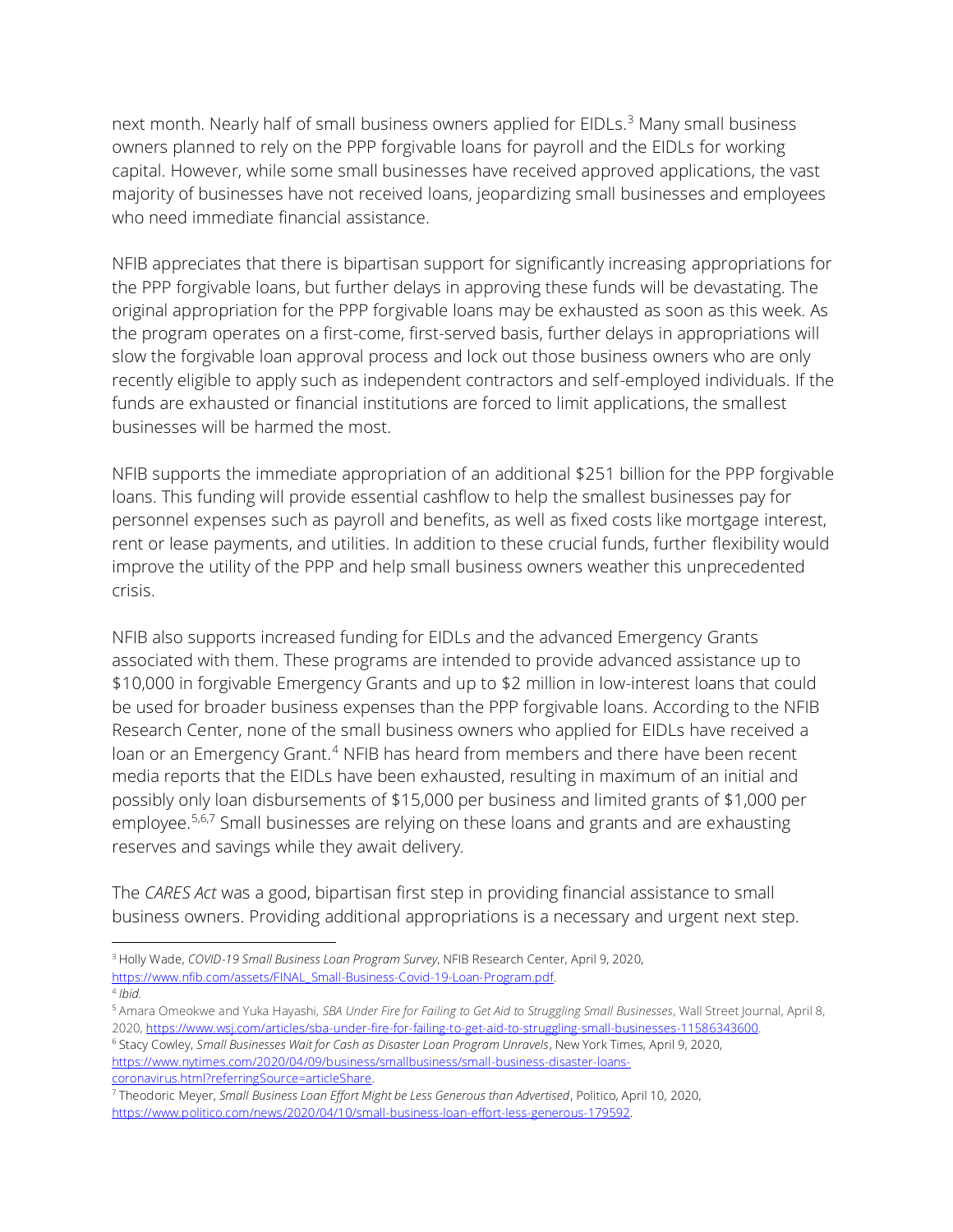next month. Nearly half of small business owners applied for EIDLs.[3] Many small business owners planned to rely on the PPP forgivable loans for payroll and the EIDLs for working capital. However, while some small businesses have received approved applications, the vast majority of businesses have not received loans, jeopardizing small businesses and employees who need immediate financial assistance.

NFIB appreciates that there is bipartisan support for significantly increasing appropriations for the PPP forgivable loans, but further delays in approving these funds will be devastating. The original appropriation for the PPP forgivable loans may be exhausted as soon as this week. As the program operates on a first-come, first-served basis, further delays in appropriations will slow the forgivable loan approval process and lock out those business owners who are only recently eligible to apply such as independent contractors and self-employed individuals. If the funds are exhausted or financial institutions are forced to limit applications, the smallest businesses will be harmed the most.

NFIB supports the immediate appropriation of an additional $251 billion for the PPP forgivable loans. This funding will provide essential cashflow to help the smallest businesses pay for personnel expenses such as payroll and benefits, as well as fixed costs like mortgage interest, rent or lease payments, and utilities. In addition to these crucial funds, further flexibility would improve the utility of the PPP and help small business owners weather this unprecedented crisis.

NFIB also supports increased funding for EIDLs and the advanced Emergency Grants associated with them. These programs are intended to provide advanced assistance up to $10,000 in forgivable Emergency Grants and up to $2 million in low-interest loans that could be used for broader business expenses than the PPP forgivable loans. According to the NFIB Research Center, none of the small business owners who applied for EIDLs have received a loan or an Emergency Grant.[4] NFIB has heard from members and there have been recent media reports that the EIDLs have been exhausted, resulting in maximum of an initial and possibly only loan disbursements of $15,000 per business and limited grants of $1,000 per employee.[5,6,7] Small businesses are relying on these loans and grants and are exhausting reserves and savings while they await delivery.

The *CARES Act* was a good, bipartisan first step in providing financial assistance to small business owners. Providing additional appropriations is a necessary and urgent next step.

---

[3] Holly Wade, *COVID-19 Small Business Loan Program Survey*, NFIB Research Center, April 9, 2020, https://www.nfib.com/assets/FINAL_Small-Business-Covid-19-Loan-Program.pdf.

[4] *Ibid*.

[5] Amara Omeokwe and Yuka Hayashi, *SBA Under Fire for Failing to Get Aid to Struggling Small Businesses*, Wall Street Journal, April 8, 2020, https://www.wsj.com/articles/sba-under-fire-for-failing-to-get-aid-to-struggling-small-businesses-11586343600.

[6] Stacy Cowley, *Small Businesses Wait for Cash as Disaster Loan Program Unravels*, New York Times, April 9, 2020, https://www.nytimes.com/2020/04/09/business/smallbusiness/small-business-disaster-loans-coronavirus.html?referringSource=articleShare.

[7] Theodoric Meyer, *Small Business Loan Effort Might be Less Generous than Advertised*, Politico, April 10, 2020, https://www.politico.com/news/2020/04/10/small-business-loan-effort-less-generous-179592.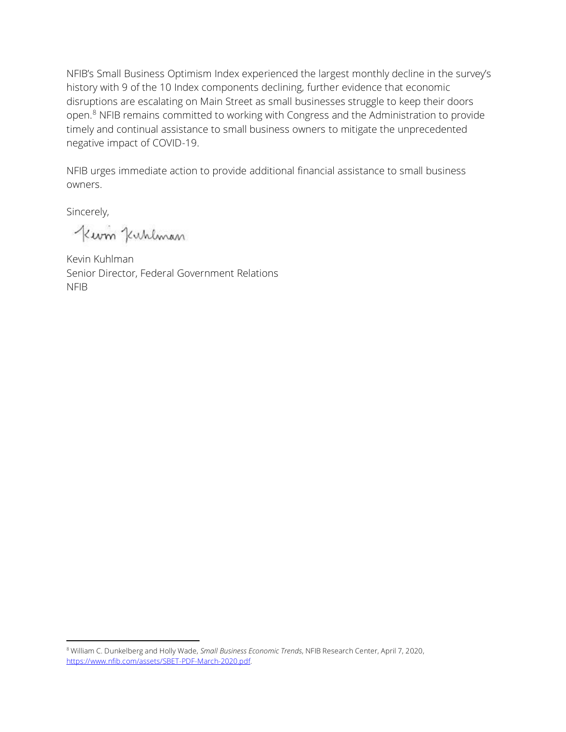NFIB's Small Business Optimism Index experienced the largest monthly decline in the survey's history with 9 of the 10 Index components declining, further evidence that economic disruptions are escalating on Main Street as small businesses struggle to keep their doors open.[8] NFIB remains committed to working with Congress and the Administration to provide timely and continual assistance to small business owners to mitigate the unprecedented negative impact of COVID-19.

NFIB urges immediate action to provide additional financial assistance to small business owners.

Sincerely,

Kevin Kuhlman

Kevin Kuhlman
Senior Director, Federal Government Relations
NFIB

---

[8] William C. Dunkelberg and Holly Wade, *Small Business Economic Trends*, NFIB Research Center, April 7, 2020, https://www.nfib.com/assets/SBET-PDF-March-2020.pdf.